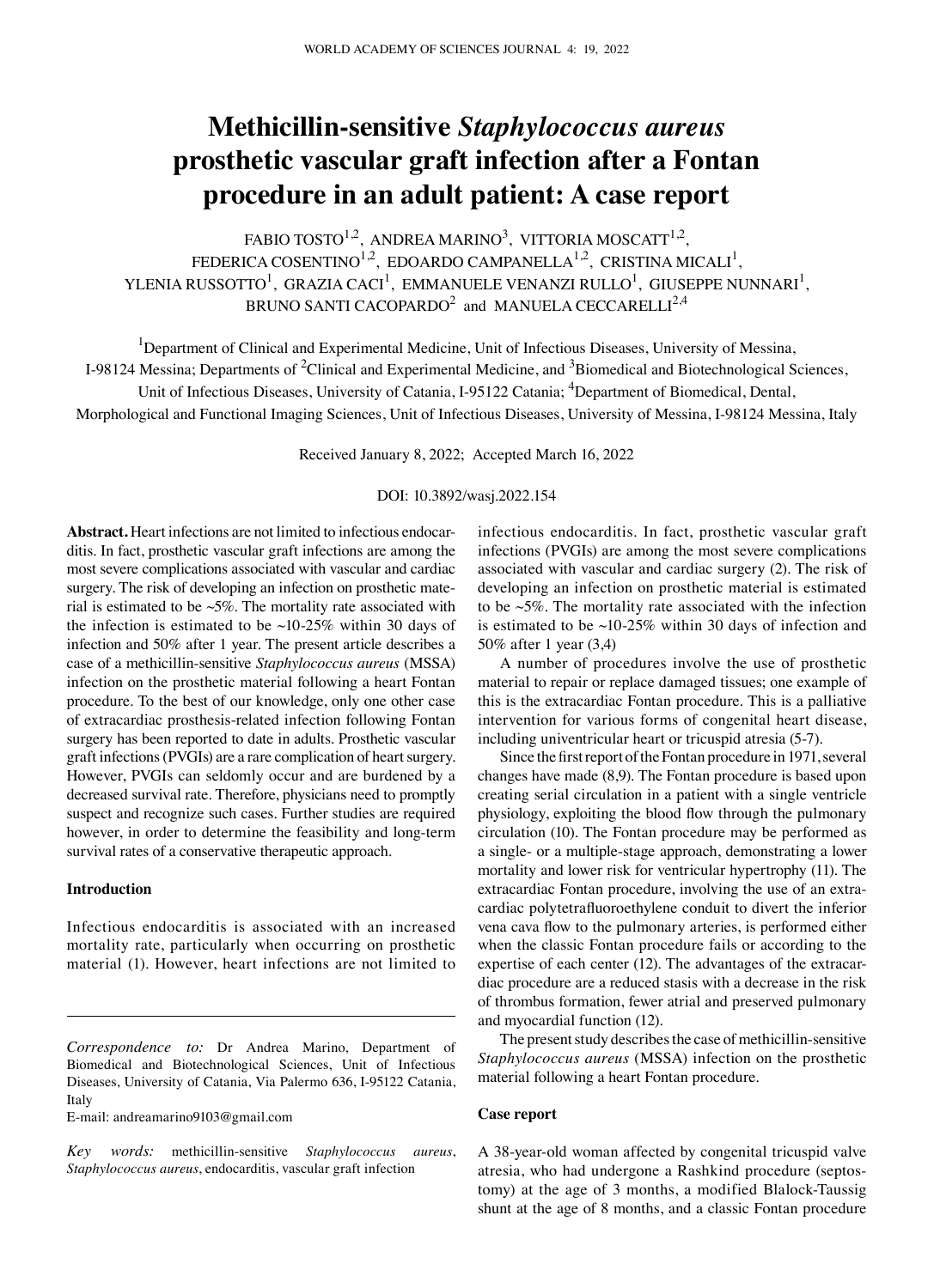# Methicillin-sensitive *Staphylococcus aureus* prosthetic vascular graft infection after a Fontan procedure in an adult patient: A case report

FABIO TOSTO[1,2], ANDREA MARINO[3], VITTORIA MOSCATT[1,2], FEDERICA COSENTINO[1,2], EDOARDO CAMPANELLA[1,2], CRISTINA MICALI[1], YLENIA RUSSOTTO[1], GRAZIA CACI[1], EMMANUELE VENANZI RULLO[1], GIUSEPPE NUNNARI[1], BRUNO SANTI CACOPARDO[2] and MANUELA CECCARELLI[2,4]

[1]Department of Clinical and Experimental Medicine, Unit of Infectious Diseases, University of Messina, I-98124 Messina; Departments of [2]Clinical and Experimental Medicine, and [3]Biomedical and Biotechnological Sciences, Unit of Infectious Diseases, University of Catania, I-95122 Catania; [4]Department of Biomedical, Dental, Morphological and Functional Imaging Sciences, Unit of Infectious Diseases, University of Messina, I-98124 Messina, Italy

Received January 8, 2022; Accepted March 16, 2022

DOI: 10.3892/wasj.2022.154

**Abstract.** Heart infections are not limited to infectious endocarditis. In fact, prosthetic vascular graft infections are among the most severe complications associated with vascular and cardiac surgery. The risk of developing an infection on prosthetic material is estimated to be ~5%. The mortality rate associated with the infection is estimated to be ~10-25% within 30 days of infection and 50% after 1 year. The present article describes a case of a methicillin-sensitive *Staphylococcus aureus* (MSSA) infection on the prosthetic material following a heart Fontan procedure. To the best of our knowledge, only one other case of extracardiac prosthesis-related infection following Fontan surgery has been reported to date in adults. Prosthetic vascular graft infections (PVGIs) are a rare complication of heart surgery. However, PVGIs can seldomly occur and are burdened by a decreased survival rate. Therefore, physicians need to promptly suspect and recognize such cases. Further studies are required however, in order to determine the feasibility and long-term survival rates of a conservative therapeutic approach.

## Introduction

Infectious endocarditis is associated with an increased mortality rate, particularly when occurring on prosthetic material (1). However, heart infections are not limited to infectious endocarditis. In fact, prosthetic vascular graft infections (PVGIs) are among the most severe complications associated with vascular and cardiac surgery (2). The risk of developing an infection on prosthetic material is estimated to be ~5%. The mortality rate associated with the infection is estimated to be ~10-25% within 30 days of infection and 50% after 1 year (3,4)

A number of procedures involve the use of prosthetic material to repair or replace damaged tissues; one example of this is the extracardiac Fontan procedure. This is a palliative intervention for various forms of congenital heart disease, including univentricular heart or tricuspid atresia (5-7).

Since the first report of the Fontan procedure in 1971, several changes have made (8,9). The Fontan procedure is based upon creating serial circulation in a patient with a single ventricle physiology, exploiting the blood flow through the pulmonary circulation (10). The Fontan procedure may be performed as a single- or a multiple-stage approach, demonstrating a lower mortality and lower risk for ventricular hypertrophy (11). The extracardiac Fontan procedure, involving the use of an extracardiac polytetrafluoroethylene conduit to divert the inferior vena cava flow to the pulmonary arteries, is performed either when the classic Fontan procedure fails or according to the expertise of each center (12). The advantages of the extracardiac procedure are a reduced stasis with a decrease in the risk of thrombus formation, fewer atrial and preserved pulmonary and myocardial function (12).

The present study describes the case of methicillin-sensitive *Staphylococcus aureus* (MSSA) infection on the prosthetic material following a heart Fontan procedure.

## Case report

A 38-year-old woman affected by congenital tricuspid valve atresia, who had undergone a Rashkind procedure (septostomy) at the age of 3 months, a modified Blalock-Taussig shunt at the age of 8 months, and a classic Fontan procedure

---

*Correspondence to:* Dr Andrea Marino, Department of Biomedical and Biotechnological Sciences, Unit of Infectious Diseases, University of Catania, Via Palermo 636, I-95122 Catania, Italy

E-mail: andreamarino9103@gmail.com

*Key words:* methicillin-sensitive *Staphylococcus aureus*, *Staphylococcus aureus*, endocarditis, vascular graft infection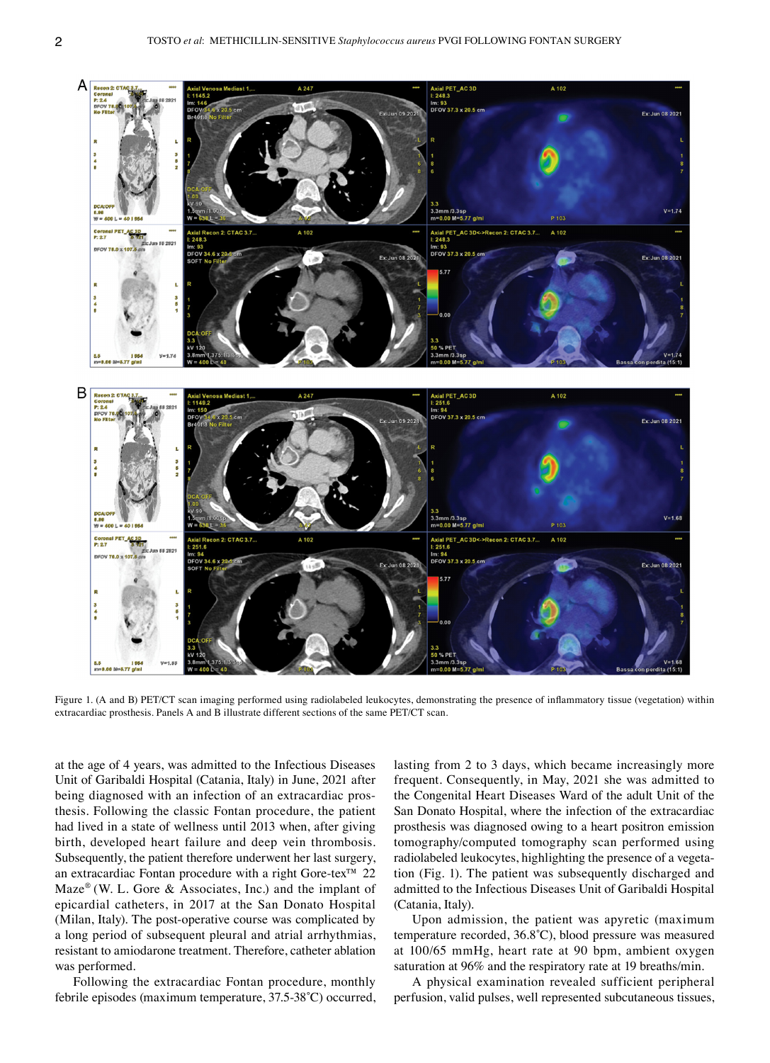Figure 1. (A and B) PET/CT scan imaging performed using radiolabeled leukocytes, demonstrating the presence of inflammatory tissue (vegetation) within extracardiac prosthesis. Panels A and B illustrate different sections of the same PET/CT scan.

at the age of 4 years, was admitted to the Infectious Diseases Unit of Garibaldi Hospital (Catania, Italy) in June, 2021 after being diagnosed with an infection of an extracardiac prosthesis. Following the classic Fontan procedure, the patient had lived in a state of wellness until 2013 when, after giving birth, developed heart failure and deep vein thrombosis. Subsequently, the patient therefore underwent her last surgery, an extracardiac Fontan procedure with a right Gore-tex™ 22 Maze® (W. L. Gore & Associates, Inc.) and the implant of epicardial catheters, in 2017 at the San Donato Hospital (Milan, Italy). The post-operative course was complicated by a long period of subsequent pleural and atrial arrhythmias, resistant to amiodarone treatment. Therefore, catheter ablation was performed.

Following the extracardiac Fontan procedure, monthly febrile episodes (maximum temperature, 37.5-38˚C) occurred, lasting from 2 to 3 days, which became increasingly more frequent. Consequently, in May, 2021 she was admitted to the Congenital Heart Diseases Ward of the adult Unit of the San Donato Hospital, where the infection of the extracardiac prosthesis was diagnosed owing to a heart positron emission tomography/computed tomography scan performed using radiolabeled leukocytes, highlighting the presence of a vegetation (Fig. 1). The patient was subsequently discharged and admitted to the Infectious Diseases Unit of Garibaldi Hospital (Catania, Italy).

Upon admission, the patient was apyretic (maximum temperature recorded, 36.8˚C), blood pressure was measured at 100/65 mmHg, heart rate at 90 bpm, ambient oxygen saturation at 96% and the respiratory rate at 19 breaths/min.

A physical examination revealed sufficient peripheral perfusion, valid pulses, well represented subcutaneous tissues,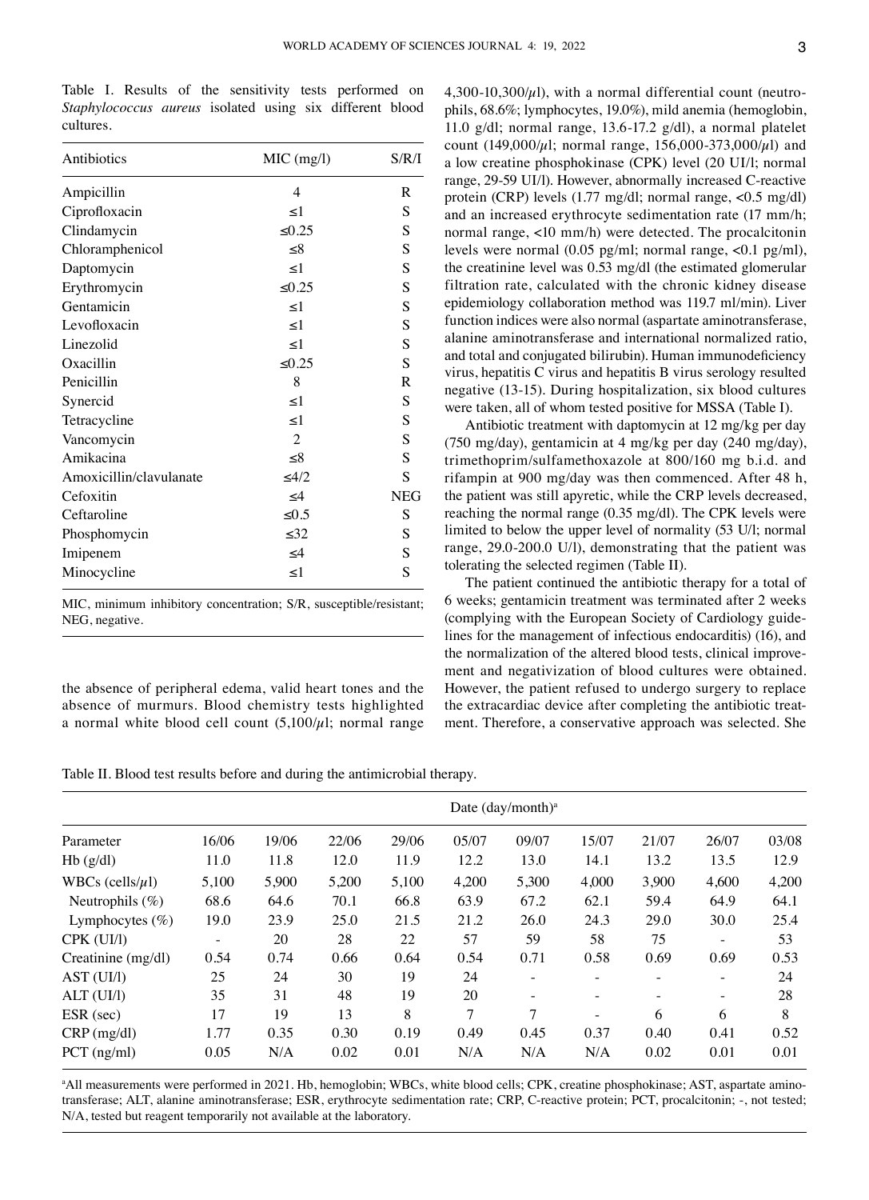Table I. Results of the sensitivity tests performed on *Staphylococcus aureus* isolated using six different blood cultures.

| Antibiotics | MIC (mg/l) | S/R/I |
|---|---|---|
| Ampicillin | 4 | R |
| Ciprofloxacin | ≤1 | S |
| Clindamycin | ≤0.25 | S |
| Chloramphenicol | ≤8 | S |
| Daptomycin | ≤1 | S |
| Erythromycin | ≤0.25 | S |
| Gentamicin | ≤1 | S |
| Levofloxacin | ≤1 | S |
| Linezolid | ≤1 | S |
| Oxacillin | ≤0.25 | S |
| Penicillin | 8 | R |
| Synercid | ≤1 | S |
| Tetracycline | ≤1 | S |
| Vancomycin | 2 | S |
| Amikacina | ≤8 | S |
| Amoxicillin/clavulanate | ≤4/2 | S |
| Cefoxitin | ≤4 | NEG |
| Ceftaroline | ≤0.5 | S |
| Phosphomycin | ≤32 | S |
| Imipenem | ≤4 | S |
| Minocycline | ≤1 | S |

MIC, minimum inhibitory concentration; S/R, susceptible/resistant; NEG, negative.

the absence of peripheral edema, valid heart tones and the absence of murmurs. Blood chemistry tests highlighted a normal white blood cell count (5,100/$\mu$l; normal range 4,300-10,300/$\mu$l), with a normal differential count (neutrophils, 68.6%; lymphocytes, 19.0%), mild anemia (hemoglobin, 11.0 g/dl; normal range, 13.6-17.2 g/dl), a normal platelet count (149,000/$\mu$l; normal range, 156,000-373,000/$\mu$l) and a low creatine phosphokinase (CPK) level (20 UI/l; normal range, 29-59 UI/l). However, abnormally increased C-reactive protein (CRP) levels (1.77 mg/dl; normal range, <0.5 mg/dl) and an increased erythrocyte sedimentation rate (17 mm/h; normal range, <10 mm/h) were detected. The procalcitonin levels were normal (0.05 pg/ml; normal range, <0.1 pg/ml), the creatinine level was 0.53 mg/dl (the estimated glomerular filtration rate, calculated with the chronic kidney disease epidemiology collaboration method was 119.7 ml/min). Liver function indices were also normal (aspartate aminotransferase, alanine aminotransferase and international normalized ratio, and total and conjugated bilirubin). Human immunodeficiency virus, hepatitis C virus and hepatitis B virus serology resulted negative (13-15). During hospitalization, six blood cultures were taken, all of whom tested positive for MSSA (Table I).

Antibiotic treatment with daptomycin at 12 mg/kg per day (750 mg/day), gentamicin at 4 mg/kg per day (240 mg/day), trimethoprim/sulfamethoxazole at 800/160 mg b.i.d. and rifampin at 900 mg/day was then commenced. After 48 h, the patient was still apyretic, while the CRP levels decreased, reaching the normal range (0.35 mg/dl). The CPK levels were limited to below the upper level of normality (53 U/l; normal range, 29.0-200.0 U/l), demonstrating that the patient was tolerating the selected regimen (Table II).

The patient continued the antibiotic therapy for a total of 6 weeks; gentamicin treatment was terminated after 2 weeks (complying with the European Society of Cardiology guidelines for the management of infectious endocarditis) (16), and the normalization of the altered blood tests, clinical improvement and negativization of blood cultures were obtained. However, the patient refused to undergo surgery to replace the extracardiac device after completing the antibiotic treatment. Therefore, a conservative approach was selected. She

Table II. Blood test results before and during the antimicrobial therapy.

| | Date (day/month)[a] | | | | | | | | | |
|---|---|---|---|---|---|---|---|---|---|---|
| Parameter | 16/06 | 19/06 | 22/06 | 29/06 | 05/07 | 09/07 | 15/07 | 21/07 | 26/07 | 03/08 |
| Hb (g/dl) | 11.0 | 11.8 | 12.0 | 11.9 | 12.2 | 13.0 | 14.1 | 13.2 | 13.5 | 12.9 |
| WBCs (cells/$\mu$l) | 5,100 | 5,900 | 5,200 | 5,100 | 4,200 | 5,300 | 4,000 | 3,900 | 4,600 | 4,200 |
| Neutrophils (%) | 68.6 | 64.6 | 70.1 | 66.8 | 63.9 | 67.2 | 62.1 | 59.4 | 64.9 | 64.1 |
| Lymphocytes (%) | 19.0 | 23.9 | 25.0 | 21.5 | 21.2 | 26.0 | 24.3 | 29.0 | 30.0 | 25.4 |
| CPK (UI/l) | - | 20 | 28 | 22 | 57 | 59 | 58 | 75 | - | 53 |
| Creatinine (mg/dl) | 0.54 | 0.74 | 0.66 | 0.64 | 0.54 | 0.71 | 0.58 | 0.69 | 0.69 | 0.53 |
| AST (UI/l) | 25 | 24 | 30 | 19 | 24 | - | - | - | - | 24 |
| ALT (UI/l) | 35 | 31 | 48 | 19 | 20 | - | - | - | - | 28 |
| ESR (sec) | 17 | 19 | 13 | 8 | 7 | 7 | - | 6 | 6 | 8 |
| CRP (mg/dl) | 1.77 | 0.35 | 0.30 | 0.19 | 0.49 | 0.45 | 0.37 | 0.40 | 0.41 | 0.52 |
| PCT (ng/ml) | 0.05 | N/A | 0.02 | 0.01 | N/A | N/A | N/A | 0.02 | 0.01 | 0.01 |

[a]All measurements were performed in 2021. Hb, hemoglobin; WBCs, white blood cells; CPK, creatine phosphokinase; AST, aspartate aminotransferase; ALT, alanine aminotransferase; ESR, erythrocyte sedimentation rate; CRP, C-reactive protein; PCT, procalcitonin; -, not tested; N/A, tested but reagent temporarily not available at the laboratory.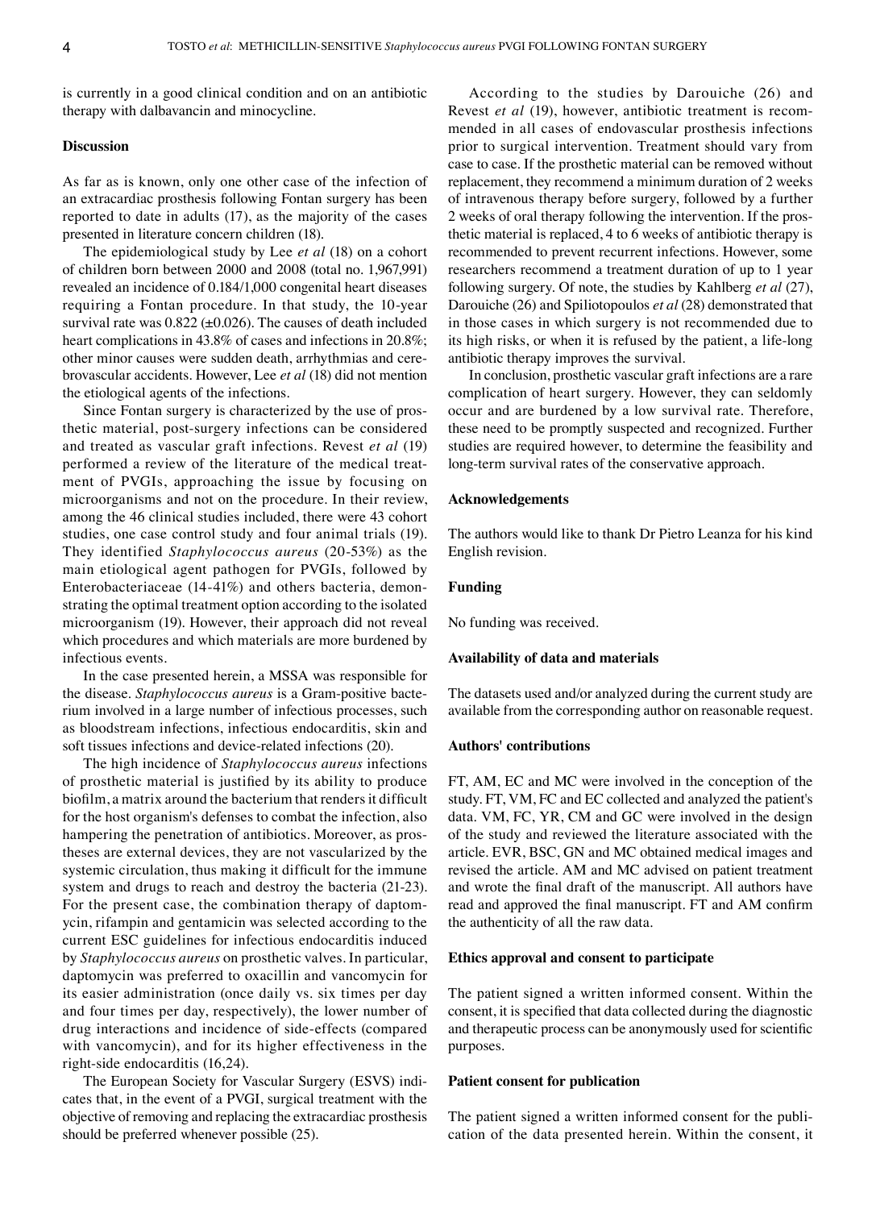is currently in a good clinical condition and on an antibiotic therapy with dalbavancin and minocycline.

## Discussion

As far as is known, only one other case of the infection of an extracardiac prosthesis following Fontan surgery has been reported to date in adults (17), as the majority of the cases presented in literature concern children (18).

The epidemiological study by Lee *et al* (18) on a cohort of children born between 2000 and 2008 (total no. 1,967,991) revealed an incidence of 0.184/1,000 congenital heart diseases requiring a Fontan procedure. In that study, the 10-year survival rate was 0.822 (±0.026). The causes of death included heart complications in 43.8% of cases and infections in 20.8%; other minor causes were sudden death, arrhythmias and cerebrovascular accidents. However, Lee *et al* (18) did not mention the etiological agents of the infections.

Since Fontan surgery is characterized by the use of prosthetic material, post-surgery infections can be considered and treated as vascular graft infections. Revest *et al* (19) performed a review of the literature of the medical treatment of PVGIs, approaching the issue by focusing on microorganisms and not on the procedure. In their review, among the 46 clinical studies included, there were 43 cohort studies, one case control study and four animal trials (19). They identified *Staphylococcus aureus* (20-53%) as the main etiological agent pathogen for PVGIs, followed by Enterobacteriaceae (14-41%) and others bacteria, demonstrating the optimal treatment option according to the isolated microorganism (19). However, their approach did not reveal which procedures and which materials are more burdened by infectious events.

In the case presented herein, a MSSA was responsible for the disease. *Staphylococcus aureus* is a Gram-positive bacterium involved in a large number of infectious processes, such as bloodstream infections, infectious endocarditis, skin and soft tissues infections and device-related infections (20).

The high incidence of *Staphylococcus aureus* infections of prosthetic material is justified by its ability to produce biofilm, a matrix around the bacterium that renders it difficult for the host organism's defenses to combat the infection, also hampering the penetration of antibiotics. Moreover, as prostheses are external devices, they are not vascularized by the systemic circulation, thus making it difficult for the immune system and drugs to reach and destroy the bacteria (21-23). For the present case, the combination therapy of daptomycin, rifampin and gentamicin was selected according to the current ESC guidelines for infectious endocarditis induced by *Staphylococcus aureus* on prosthetic valves. In particular, daptomycin was preferred to oxacillin and vancomycin for its easier administration (once daily vs. six times per day and four times per day, respectively), the lower number of drug interactions and incidence of side-effects (compared with vancomycin), and for its higher effectiveness in the right-side endocarditis (16,24).

The European Society for Vascular Surgery (ESVS) indicates that, in the event of a PVGI, surgical treatment with the objective of removing and replacing the extracardiac prosthesis should be preferred whenever possible (25).

According to the studies by Darouiche (26) and Revest *et al* (19), however, antibiotic treatment is recommended in all cases of endovascular prosthesis infections prior to surgical intervention. Treatment should vary from case to case. If the prosthetic material can be removed without replacement, they recommend a minimum duration of 2 weeks of intravenous therapy before surgery, followed by a further 2 weeks of oral therapy following the intervention. If the prosthetic material is replaced, 4 to 6 weeks of antibiotic therapy is recommended to prevent recurrent infections. However, some researchers recommend a treatment duration of up to 1 year following surgery. Of note, the studies by Kahlberg *et al* (27), Darouiche (26) and Spiliotopoulos *et al* (28) demonstrated that in those cases in which surgery is not recommended due to its high risks, or when it is refused by the patient, a life-long antibiotic therapy improves the survival.

In conclusion, prosthetic vascular graft infections are a rare complication of heart surgery. However, they can seldomly occur and are burdened by a low survival rate. Therefore, these need to be promptly suspected and recognized. Further studies are required however, to determine the feasibility and long-term survival rates of the conservative approach.

## Acknowledgements

The authors would like to thank Dr Pietro Leanza for his kind English revision.

## Funding

No funding was received.

## Availability of data and materials

The datasets used and/or analyzed during the current study are available from the corresponding author on reasonable request.

## Authors' contributions

FT, AM, EC and MC were involved in the conception of the study. FT, VM, FC and EC collected and analyzed the patient's data. VM, FC, YR, CM and GC were involved in the design of the study and reviewed the literature associated with the article. EVR, BSC, GN and MC obtained medical images and revised the article. AM and MC advised on patient treatment and wrote the final draft of the manuscript. All authors have read and approved the final manuscript. FT and AM confirm the authenticity of all the raw data.

## Ethics approval and consent to participate

The patient signed a written informed consent. Within the consent, it is specified that data collected during the diagnostic and therapeutic process can be anonymously used for scientific purposes.

## Patient consent for publication

The patient signed a written informed consent for the publication of the data presented herein. Within the consent, it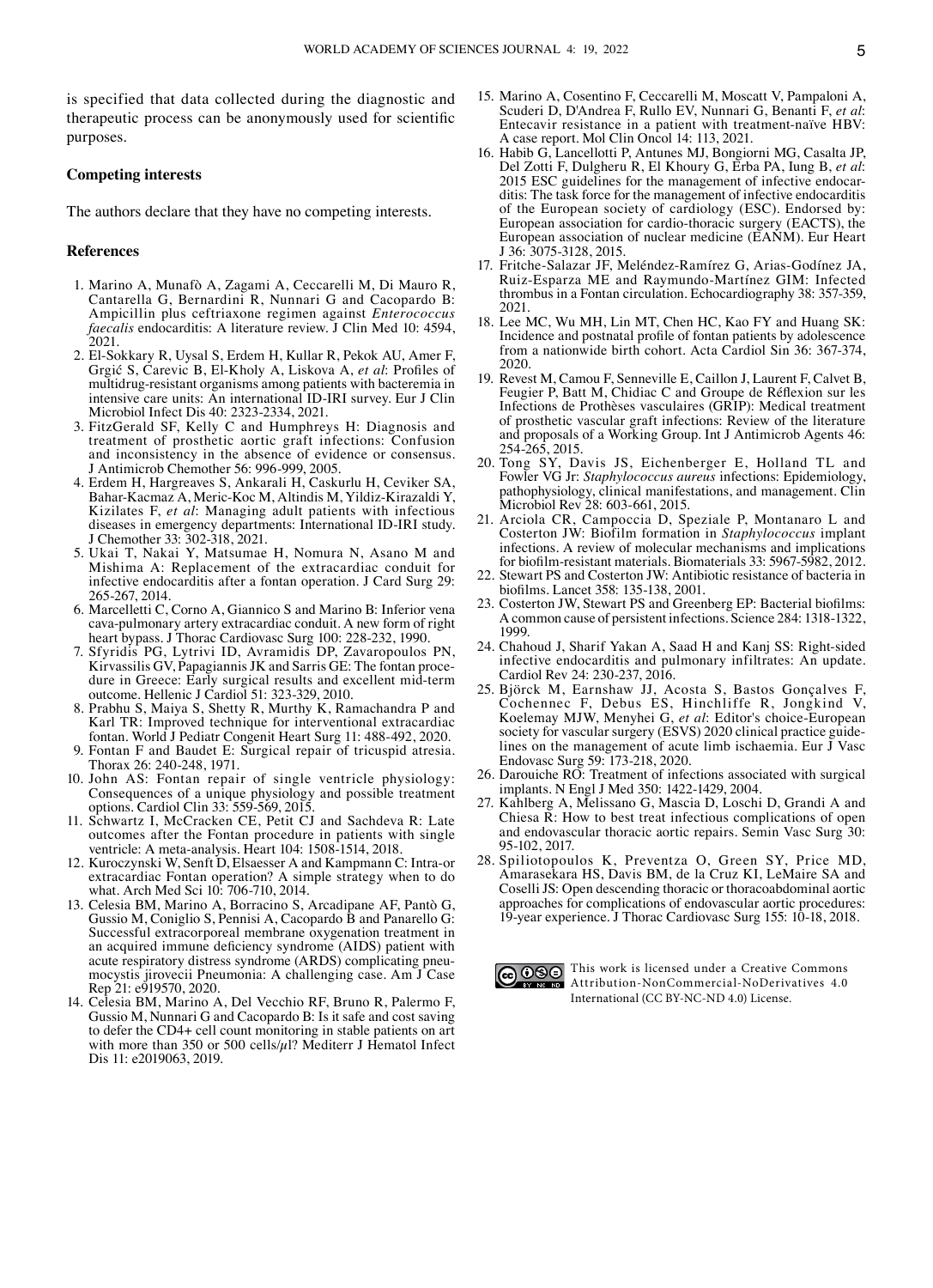is specified that data collected during the diagnostic and therapeutic process can be anonymously used for scientific purposes.

## Competing interests

The authors declare that they have no competing interests.

## References

1. Marino A, Munafò A, Zagami A, Ceccarelli M, Di Mauro R, Cantarella G, Bernardini R, Nunnari G and Cacopardo B: Ampicillin plus ceftriaxone regimen against *Enterococcus faecalis* endocarditis: A literature review. J Clin Med 10: 4594, 2021.
2. El-Sokkary R, Uysal S, Erdem H, Kullar R, Pekok AU, Amer F, Grgić S, Carevic B, El-Kholy A, Liskova A, *et al*: Profiles of multidrug-resistant organisms among patients with bacteremia in intensive care units: An international ID-IRI survey. Eur J Clin Microbiol Infect Dis 40: 2323-2334, 2021.
3. FitzGerald SF, Kelly C and Humphreys H: Diagnosis and treatment of prosthetic aortic graft infections: Confusion and inconsistency in the absence of evidence or consensus. J Antimicrob Chemother 56: 996-999, 2005.
4. Erdem H, Hargreaves S, Ankarali H, Caskurlu H, Ceviker SA, Bahar-Kacmaz A, Meric-Koc M, Altindis M, Yildiz-Kirazaldi Y, Kizilates F, *et al*: Managing adult patients with infectious diseases in emergency departments: International ID-IRI study. J Chemother 33: 302-318, 2021.
5. Ukai T, Nakai Y, Matsumae H, Nomura N, Asano M and Mishima A: Replacement of the extracardiac conduit for infective endocarditis after a fontan operation. J Card Surg 29: 265-267, 2014.
6. Marcelletti C, Corno A, Giannico S and Marino B: Inferior vena cava-pulmonary artery extracardiac conduit. A new form of right heart bypass. J Thorac Cardiovasc Surg 100: 228-232, 1990.
7. Sfyridis PG, Lytrivi ID, Avramidis DP, Zavaropoulos PN, Kirvassilis GV, Papagiannis JK and Sarris GE: The fontan procedure in Greece: Early surgical results and excellent mid-term outcome. Hellenic J Cardiol 51: 323-329, 2010.
8. Prabhu S, Maiya S, Shetty R, Murthy K, Ramachandra P and Karl TR: Improved technique for interventional extracardiac fontan. World J Pediatr Congenit Heart Surg 11: 488-492, 2020.
9. Fontan F and Baudet E: Surgical repair of tricuspid atresia. Thorax 26: 240-248, 1971.
10. John AS: Fontan repair of single ventricle physiology: Consequences of a unique physiology and possible treatment options. Cardiol Clin 33: 559-569, 2015.
11. Schwartz I, McCracken CE, Petit CJ and Sachdeva R: Late outcomes after the Fontan procedure in patients with single ventricle: A meta-analysis. Heart 104: 1508-1514, 2018.
12. Kuroczynski W, Senft D, Elsaesser A and Kampmann C: Intra-or extracardiac Fontan operation? A simple strategy when to do what. Arch Med Sci 10: 706-710, 2014.
13. Celesia BM, Marino A, Borracino S, Arcadipane AF, Pantò G, Gussio M, Coniglio S, Pennisi A, Cacopardo B and Panarello G: Successful extracorporeal membrane oxygenation treatment in an acquired immune deficiency syndrome (AIDS) patient with acute respiratory distress syndrome (ARDS) complicating pneumocystis jirovecii Pneumonia: A challenging case. Am J Case Rep 21: e919570, 2020.
14. Celesia BM, Marino A, Del Vecchio RF, Bruno R, Palermo F, Gussio M, Nunnari G and Cacopardo B: Is it safe and cost saving to defer the CD4+ cell count monitoring in stable patients on art with more than 350 or 500 cells/$\mu$l? Mediterr J Hematol Infect Dis 11: e2019063, 2019.
15. Marino A, Cosentino F, Ceccarelli M, Moscatt V, Pampaloni A, Scuderi D, D'Andrea F, Rullo EV, Nunnari G, Benanti F, *et al*: Entecavir resistance in a patient with treatment-naïve HBV: A case report. Mol Clin Oncol 14: 113, 2021.
16. Habib G, Lancellotti P, Antunes MJ, Bongiorni MG, Casalta JP, Del Zotti F, Dulgheru R, El Khoury G, Erba PA, Iung B, *et al*: 2015 ESC guidelines for the management of infective endocarditis: The task force for the management of infective endocarditis of the European society of cardiology (ESC). Endorsed by: European association for cardio-thoracic surgery (EACTS), the European association of nuclear medicine (EANM). Eur Heart J 36: 3075-3128, 2015.
17. Fritche-Salazar JF, Meléndez-Ramírez G, Arias-Godínez JA, Ruiz-Esparza ME and Raymundo-Martínez GIM: Infected thrombus in a Fontan circulation. Echocardiography 38: 357-359, 2021.
18. Lee MC, Wu MH, Lin MT, Chen HC, Kao FY and Huang SK: Incidence and postnatal profile of fontan patients by adolescence from a nationwide birth cohort. Acta Cardiol Sin 36: 367-374, 2020.
19. Revest M, Camou F, Senneville E, Caillon J, Laurent F, Calvet B, Feugier P, Batt M, Chidiac C and Groupe de Réflexion sur les Infections de Prothèses vasculaires (GRIP): Medical treatment of prosthetic vascular graft infections: Review of the literature and proposals of a Working Group. Int J Antimicrob Agents 46: 254-265, 2015.
20. Tong SY, Davis JS, Eichenberger E, Holland TL and Fowler VG Jr: *Staphylococcus aureus* infections: Epidemiology, pathophysiology, clinical manifestations, and management. Clin Microbiol Rev 28: 603-661, 2015.
21. Arciola CR, Campoccia D, Speziale P, Montanaro L and Costerton JW: Biofilm formation in *Staphylococcus* implant infections. A review of molecular mechanisms and implications for biofilm-resistant materials. Biomaterials 33: 5967-5982, 2012.
22. Stewart PS and Costerton JW: Antibiotic resistance of bacteria in biofilms. Lancet 358: 135-138, 2001.
23. Costerton JW, Stewart PS and Greenberg EP: Bacterial biofilms: A common cause of persistent infections. Science 284: 1318-1322, 1999.
24. Chahoud J, Sharif Yakan A, Saad H and Kanj SS: Right-sided infective endocarditis and pulmonary infiltrates: An update. Cardiol Rev 24: 230-237, 2016.
25. Björck M, Earnshaw JJ, Acosta S, Bastos Gonçalves F, Cochennec F, Debus ES, Hinchliffe R, Jongkind V, Koelemay MJW, Menyhei G, *et al*: Editor's choice-European society for vascular surgery (ESVS) 2020 clinical practice guidelines on the management of acute limb ischaemia. Eur J Vasc Endovasc Surg 59: 173-218, 2020.
26. Darouiche RO: Treatment of infections associated with surgical implants. N Engl J Med 350: 1422-1429, 2004.
27. Kahlberg A, Melissano G, Mascia D, Loschi D, Grandi A and Chiesa R: How to best treat infectious complications of open and endovascular thoracic aortic repairs. Semin Vasc Surg 30: 95-102, 2017.
28. Spiliotopoulos K, Preventza O, Green SY, Price MD, Amarasekara HS, Davis BM, de la Cruz KI, LeMaire SA and Coselli JS: Open descending thoracic or thoracoabdominal aortic approaches for complications of endovascular aortic procedures: 19-year experience. J Thorac Cardiovasc Surg 155: 10-18, 2018.

This work is licensed under a Creative Commons Attribution-NonCommercial-NoDerivatives 4.0 International (CC BY-NC-ND 4.0) License.